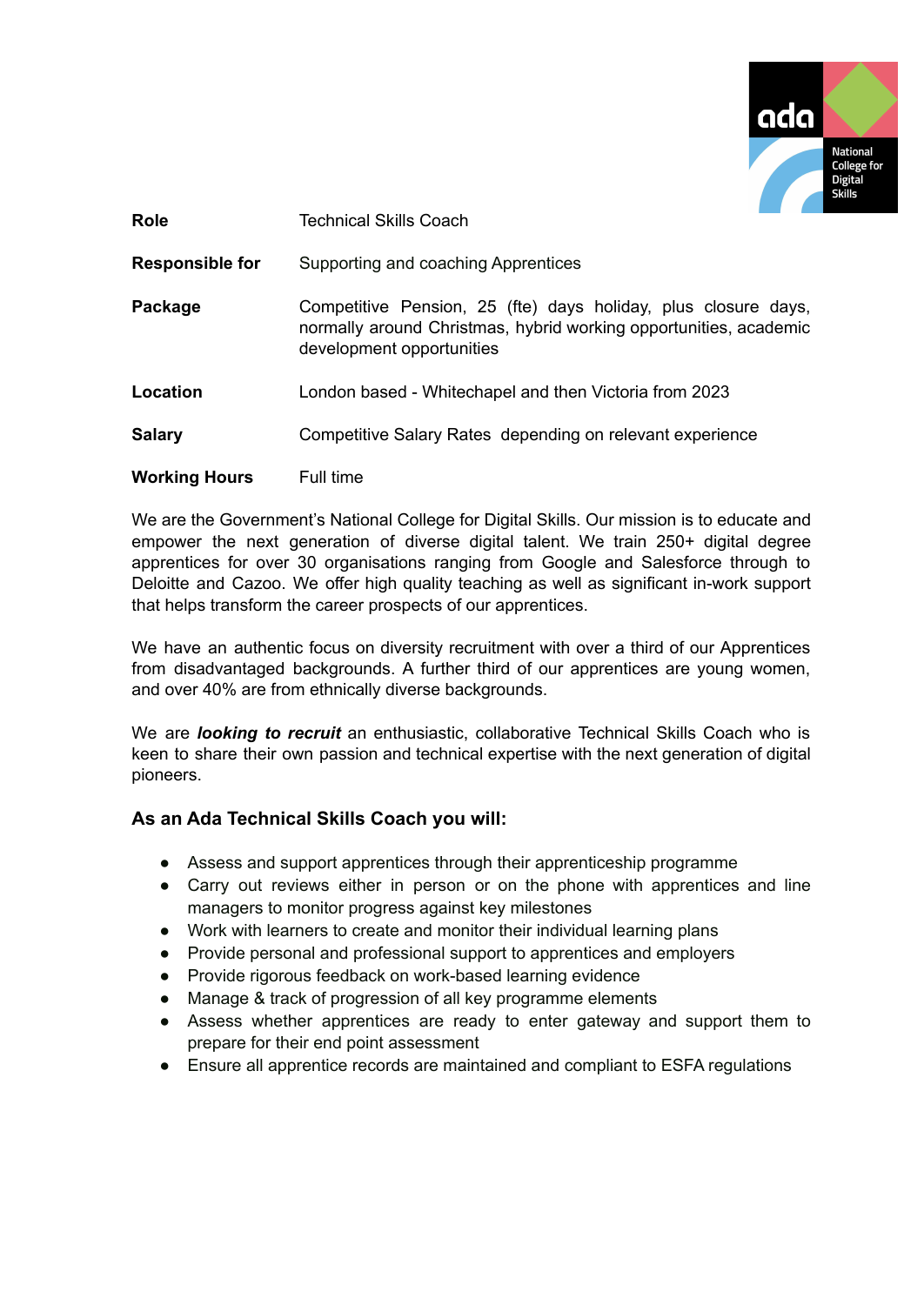| | |
|---|---|
| **Role** | Technical Skills Coach |
| **Responsible for** | Supporting and coaching Apprentices |
| **Package** | Competitive Pension, 25 (fte) days holiday, plus closure days, normally around Christmas, hybrid working opportunities, academic development opportunities |
| **Location** | London based - Whitechapel and then Victoria from 2023 |
| **Salary** | Competitive Salary Rates depending on relevant experience |
| **Working Hours** | Full time |

We are the Government's National College for Digital Skills. Our mission is to educate and empower the next generation of diverse digital talent. We train 250+ digital degree apprentices for over 30 organisations ranging from Google and Salesforce through to Deloitte and Cazoo. We offer high quality teaching as well as significant in-work support that helps transform the career prospects of our apprentices.

We have an authentic focus on diversity recruitment with over a third of our Apprentices from disadvantaged backgrounds. A further third of our apprentices are young women, and over 40% are from ethnically diverse backgrounds.

We are ***looking to recruit*** an enthusiastic, collaborative Technical Skills Coach who is keen to share their own passion and technical expertise with the next generation of digital pioneers.

### As an Ada Technical Skills Coach you will:

- Assess and support apprentices through their apprenticeship programme
- Carry out reviews either in person or on the phone with apprentices and line managers to monitor progress against key milestones
- Work with learners to create and monitor their individual learning plans
- Provide personal and professional support to apprentices and employers
- Provide rigorous feedback on work-based learning evidence
- Manage & track of progression of all key programme elements
- Assess whether apprentices are ready to enter gateway and support them to prepare for their end point assessment
- Ensure all apprentice records are maintained and compliant to ESFA regulations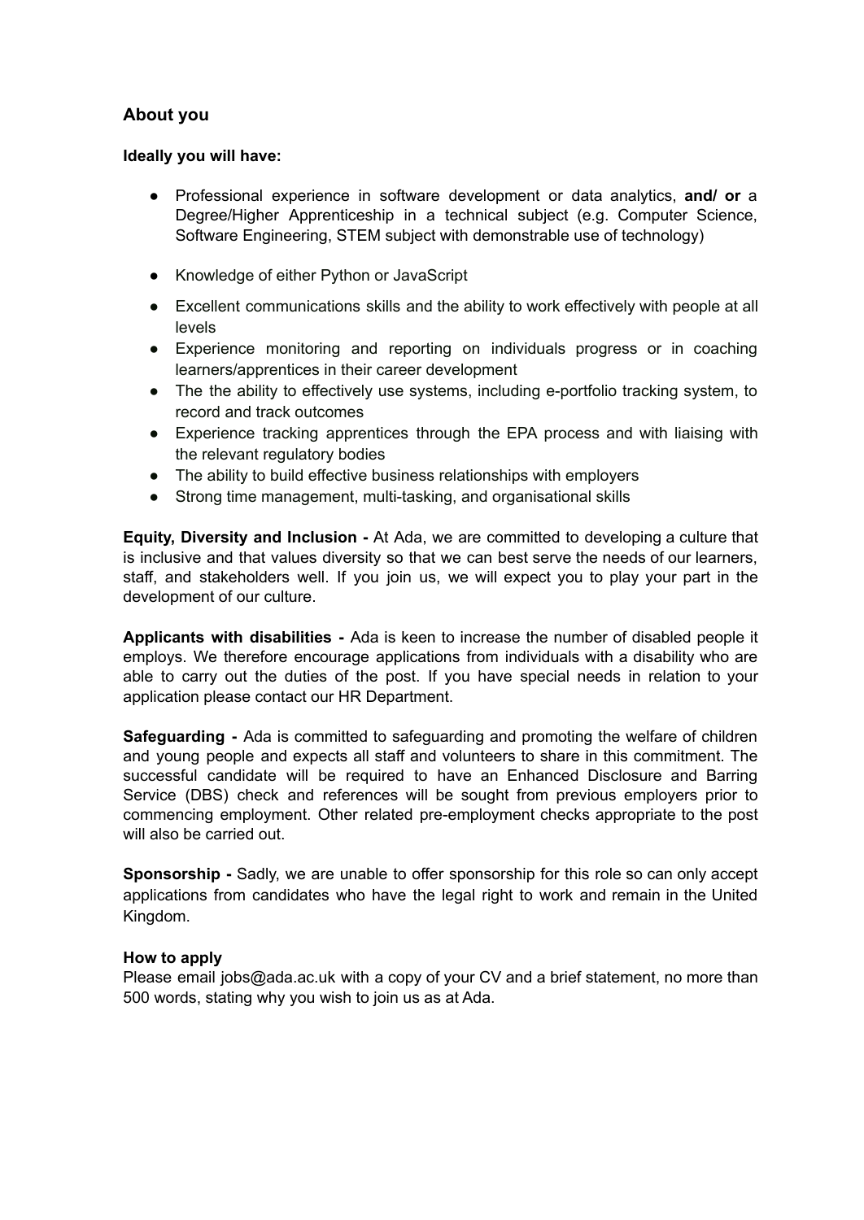## About you

**Ideally you will have:**

- Professional experience in software development or data analytics, **and/ or** a Degree/Higher Apprenticeship in a technical subject (e.g. Computer Science, Software Engineering, STEM subject with demonstrable use of technology)

- Knowledge of either Python or JavaScript
- Excellent communications skills and the ability to work effectively with people at all levels
- Experience monitoring and reporting on individuals progress or in coaching learners/apprentices in their career development
- The the ability to effectively use systems, including e-portfolio tracking system, to record and track outcomes
- Experience tracking apprentices through the EPA process and with liaising with the relevant regulatory bodies
- The ability to build effective business relationships with employers
- Strong time management, multi-tasking, and organisational skills

**Equity, Diversity and Inclusion -** At Ada, we are committed to developing a culture that is inclusive and that values diversity so that we can best serve the needs of our learners, staff, and stakeholders well. If you join us, we will expect you to play your part in the development of our culture.

**Applicants with disabilities -** Ada is keen to increase the number of disabled people it employs. We therefore encourage applications from individuals with a disability who are able to carry out the duties of the post. If you have special needs in relation to your application please contact our HR Department.

**Safeguarding -** Ada is committed to safeguarding and promoting the welfare of children and young people and expects all staff and volunteers to share in this commitment. The successful candidate will be required to have an Enhanced Disclosure and Barring Service (DBS) check and references will be sought from previous employers prior to commencing employment. Other related pre-employment checks appropriate to the post will also be carried out.

**Sponsorship -** Sadly, we are unable to offer sponsorship for this role so can only accept applications from candidates who have the legal right to work and remain in the United Kingdom.

**How to apply**
Please email jobs@ada.ac.uk with a copy of your CV and a brief statement, no more than 500 words, stating why you wish to join us as at Ada.